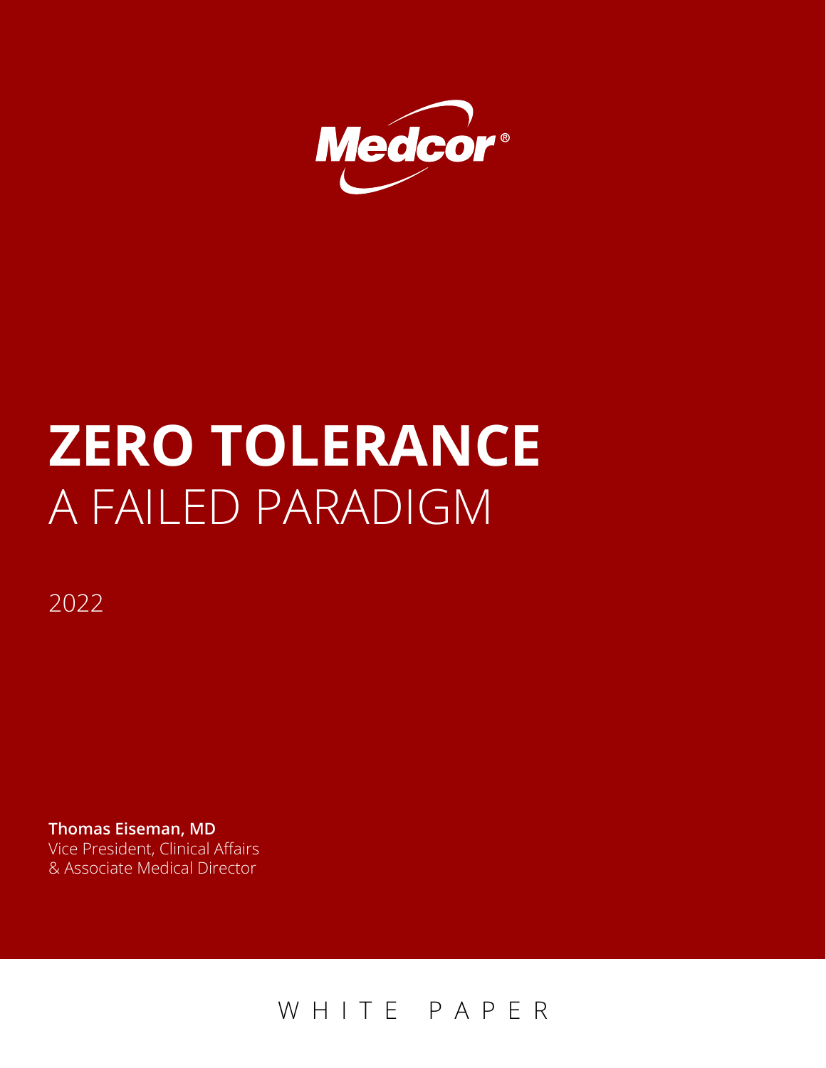Medcor®

# ZERO TOLERANCE
## A FAILED PARADIGM

2022

**Thomas Eiseman, MD**
Vice President, Clinical Affairs
& Associate Medical Director

WHITE PAPER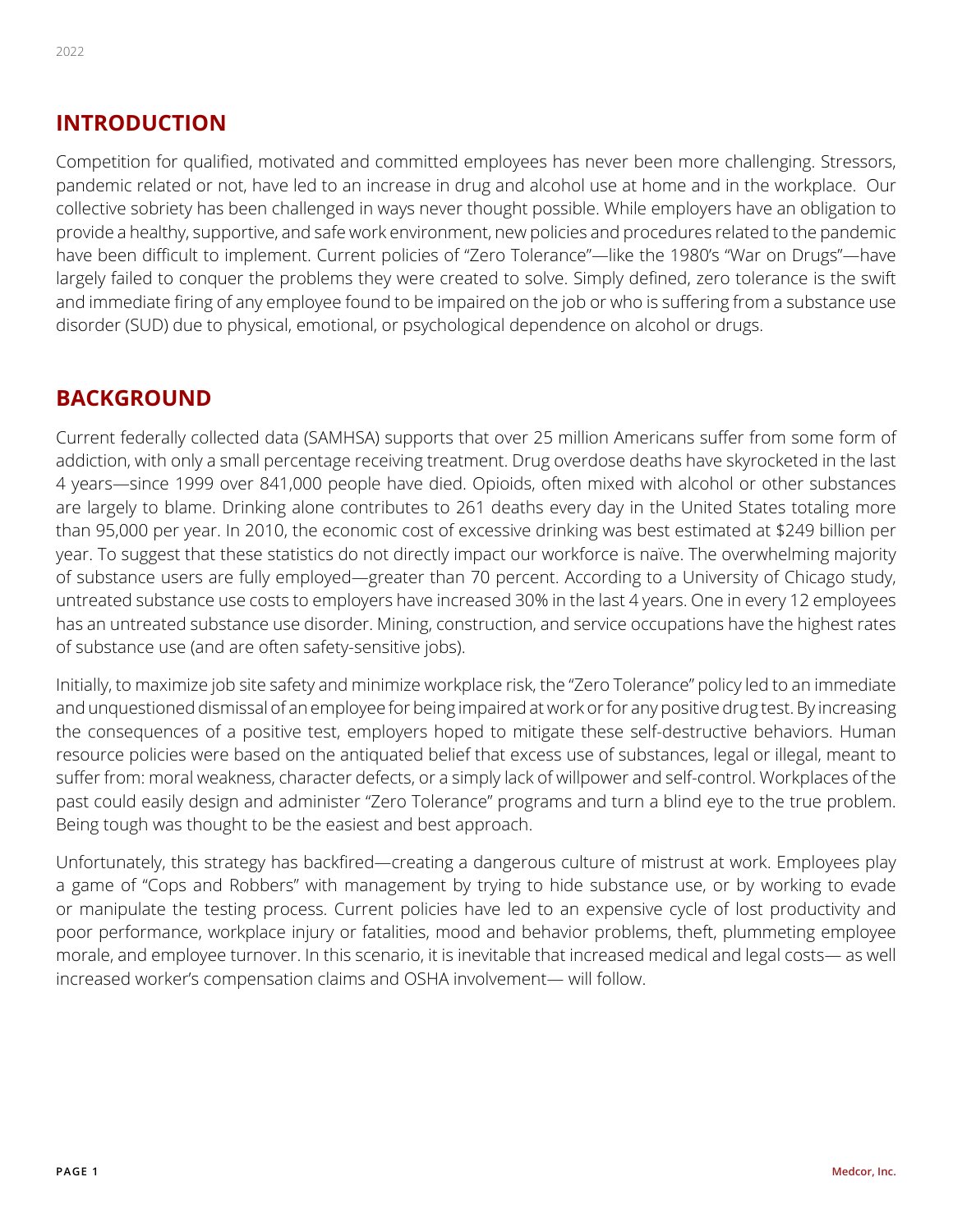## INTRODUCTION

Competition for qualified, motivated and committed employees has never been more challenging. Stressors, pandemic related or not, have led to an increase in drug and alcohol use at home and in the workplace. Our collective sobriety has been challenged in ways never thought possible. While employers have an obligation to provide a healthy, supportive, and safe work environment, new policies and procedures related to the pandemic have been difficult to implement. Current policies of "Zero Tolerance"—like the 1980's "War on Drugs"—have largely failed to conquer the problems they were created to solve. Simply defined, zero tolerance is the swift and immediate firing of any employee found to be impaired on the job or who is suffering from a substance use disorder (SUD) due to physical, emotional, or psychological dependence on alcohol or drugs.

## BACKGROUND

Current federally collected data (SAMHSA) supports that over 25 million Americans suffer from some form of addiction, with only a small percentage receiving treatment. Drug overdose deaths have skyrocketed in the last 4 years—since 1999 over 841,000 people have died. Opioids, often mixed with alcohol or other substances are largely to blame. Drinking alone contributes to 261 deaths every day in the United States totaling more than 95,000 per year. In 2010, the economic cost of excessive drinking was best estimated at $249 billion per year. To suggest that these statistics do not directly impact our workforce is naïve. The overwhelming majority of substance users are fully employed—greater than 70 percent. According to a University of Chicago study, untreated substance use costs to employers have increased 30% in the last 4 years. One in every 12 employees has an untreated substance use disorder. Mining, construction, and service occupations have the highest rates of substance use (and are often safety-sensitive jobs).

Initially, to maximize job site safety and minimize workplace risk, the "Zero Tolerance" policy led to an immediate and unquestioned dismissal of an employee for being impaired at work or for any positive drug test. By increasing the consequences of a positive test, employers hoped to mitigate these self-destructive behaviors. Human resource policies were based on the antiquated belief that excess use of substances, legal or illegal, meant to suffer from: moral weakness, character defects, or a simply lack of willpower and self-control. Workplaces of the past could easily design and administer "Zero Tolerance" programs and turn a blind eye to the true problem. Being tough was thought to be the easiest and best approach.

Unfortunately, this strategy has backfired—creating a dangerous culture of mistrust at work. Employees play a game of "Cops and Robbers" with management by trying to hide substance use, or by working to evade or manipulate the testing process. Current policies have led to an expensive cycle of lost productivity and poor performance, workplace injury or fatalities, mood and behavior problems, theft, plummeting employee morale, and employee turnover. In this scenario, it is inevitable that increased medical and legal costs— as well increased worker's compensation claims and OSHA involvement— will follow.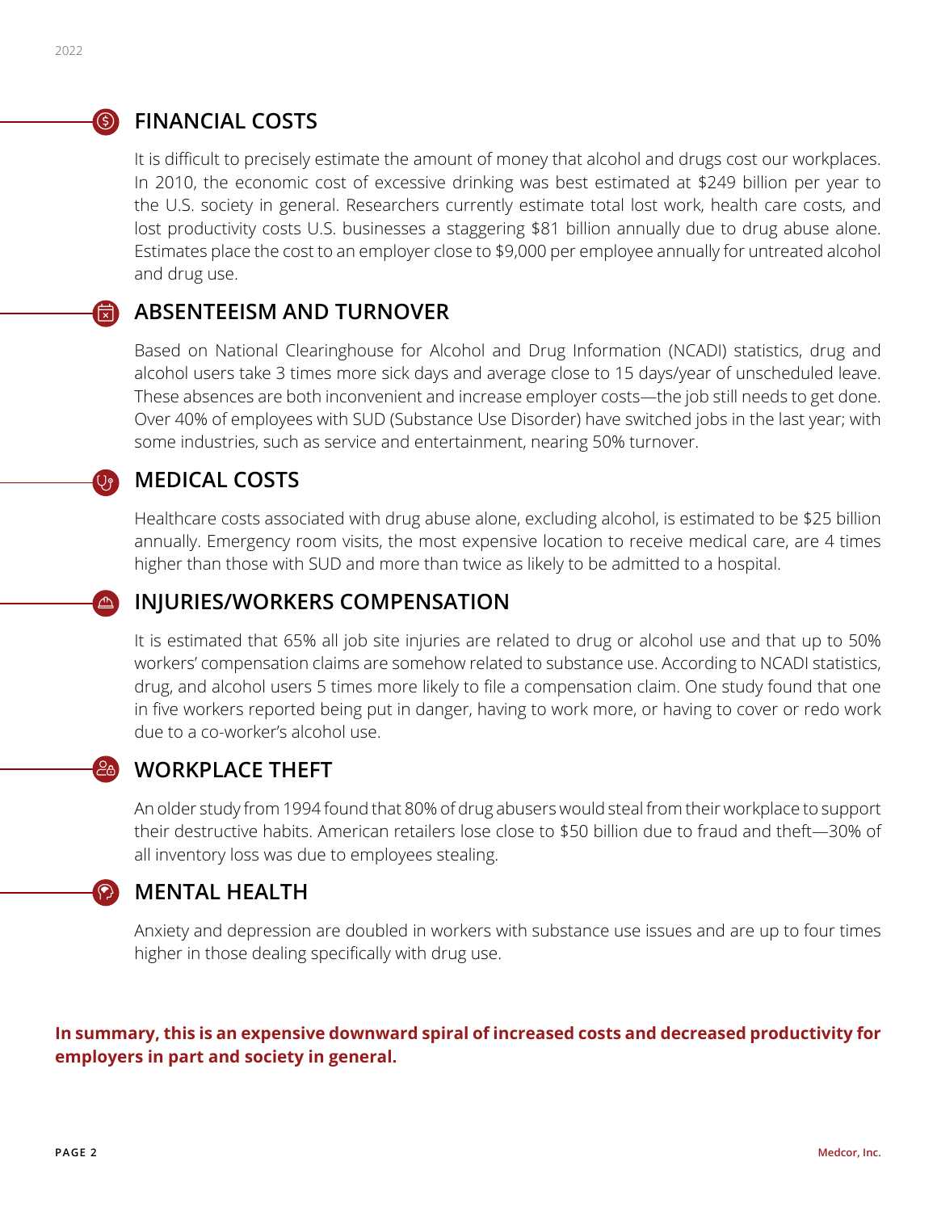## FINANCIAL COSTS

It is difficult to precisely estimate the amount of money that alcohol and drugs cost our workplaces. In 2010, the economic cost of excessive drinking was best estimated at $249 billion per year to the U.S. society in general. Researchers currently estimate total lost work, health care costs, and lost productivity costs U.S. businesses a staggering $81 billion annually due to drug abuse alone. Estimates place the cost to an employer close to $9,000 per employee annually for untreated alcohol and drug use.

## ABSENTEEISM AND TURNOVER

Based on National Clearinghouse for Alcohol and Drug Information (NCADI) statistics, drug and alcohol users take 3 times more sick days and average close to 15 days/year of unscheduled leave. These absences are both inconvenient and increase employer costs—the job still needs to get done. Over 40% of employees with SUD (Substance Use Disorder) have switched jobs in the last year; with some industries, such as service and entertainment, nearing 50% turnover.

## MEDICAL COSTS

Healthcare costs associated with drug abuse alone, excluding alcohol, is estimated to be $25 billion annually. Emergency room visits, the most expensive location to receive medical care, are 4 times higher than those with SUD and more than twice as likely to be admitted to a hospital.

## INJURIES/WORKERS COMPENSATION

It is estimated that 65% all job site injuries are related to drug or alcohol use and that up to 50% workers' compensation claims are somehow related to substance use. According to NCADI statistics, drug, and alcohol users 5 times more likely to file a compensation claim. One study found that one in five workers reported being put in danger, having to work more, or having to cover or redo work due to a co-worker's alcohol use.

## WORKPLACE THEFT

An older study from 1994 found that 80% of drug abusers would steal from their workplace to support their destructive habits. American retailers lose close to $50 billion due to fraud and theft—30% of all inventory loss was due to employees stealing.

## MENTAL HEALTH

Anxiety and depression are doubled in workers with substance use issues and are up to four times higher in those dealing specifically with drug use.

**In summary, this is an expensive downward spiral of increased costs and decreased productivity for employers in part and society in general.**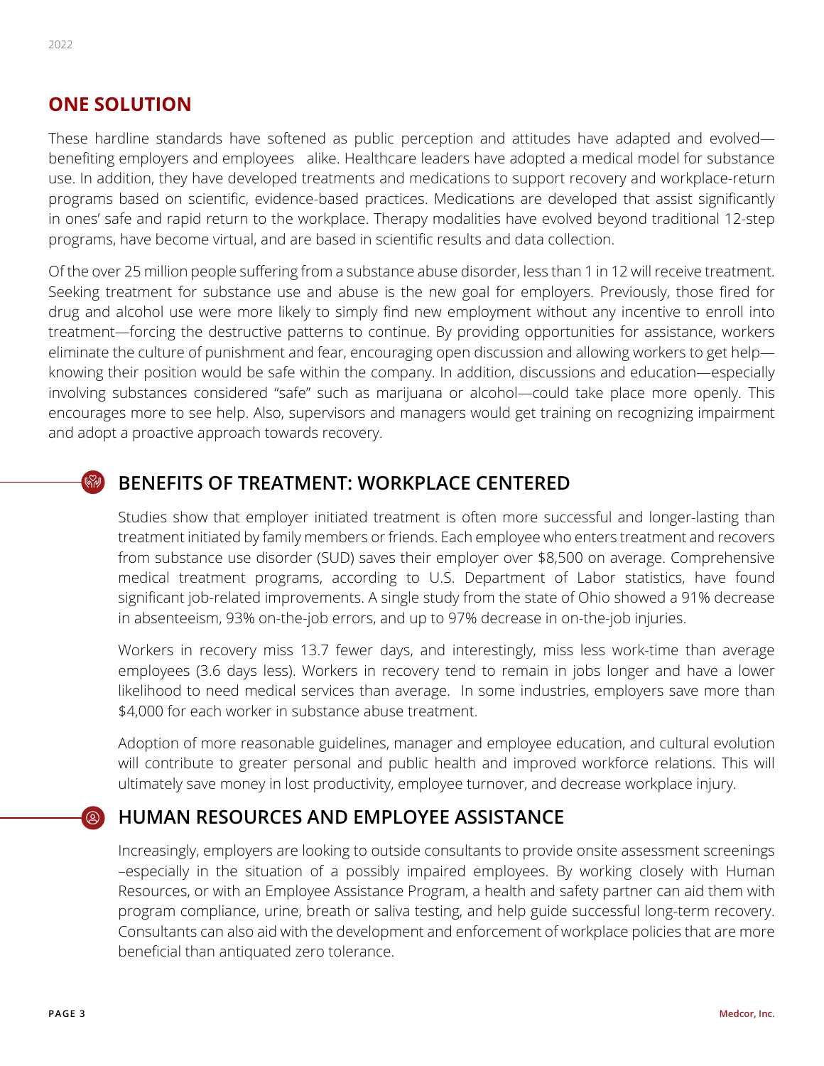## ONE SOLUTION

These hardline standards have softened as public perception and attitudes have adapted and evolved—benefiting employers and employees alike. Healthcare leaders have adopted a medical model for substance use. In addition, they have developed treatments and medications to support recovery and workplace-return programs based on scientific, evidence-based practices. Medications are developed that assist significantly in ones' safe and rapid return to the workplace. Therapy modalities have evolved beyond traditional 12-step programs, have become virtual, and are based in scientific results and data collection.

Of the over 25 million people suffering from a substance abuse disorder, less than 1 in 12 will receive treatment. Seeking treatment for substance use and abuse is the new goal for employers. Previously, those fired for drug and alcohol use were more likely to simply find new employment without any incentive to enroll into treatment—forcing the destructive patterns to continue. By providing opportunities for assistance, workers eliminate the culture of punishment and fear, encouraging open discussion and allowing workers to get help—knowing their position would be safe within the company. In addition, discussions and education—especially involving substances considered "safe" such as marijuana or alcohol—could take place more openly. This encourages more to see help. Also, supervisors and managers would get training on recognizing impairment and adopt a proactive approach towards recovery.

### BENEFITS OF TREATMENT: WORKPLACE CENTERED

Studies show that employer initiated treatment is often more successful and longer-lasting than treatment initiated by family members or friends. Each employee who enters treatment and recovers from substance use disorder (SUD) saves their employer over $8,500 on average. Comprehensive medical treatment programs, according to U.S. Department of Labor statistics, have found significant job-related improvements. A single study from the state of Ohio showed a 91% decrease in absenteeism, 93% on-the-job errors, and up to 97% decrease in on-the-job injuries.

Workers in recovery miss 13.7 fewer days, and interestingly, miss less work-time than average employees (3.6 days less). Workers in recovery tend to remain in jobs longer and have a lower likelihood to need medical services than average. In some industries, employers save more than $4,000 for each worker in substance abuse treatment.

Adoption of more reasonable guidelines, manager and employee education, and cultural evolution will contribute to greater personal and public health and improved workforce relations. This will ultimately save money in lost productivity, employee turnover, and decrease workplace injury.

### HUMAN RESOURCES AND EMPLOYEE ASSISTANCE

Increasingly, employers are looking to outside consultants to provide onsite assessment screenings –especially in the situation of a possibly impaired employees. By working closely with Human Resources, or with an Employee Assistance Program, a health and safety partner can aid them with program compliance, urine, breath or saliva testing, and help guide successful long-term recovery. Consultants can also aid with the development and enforcement of workplace policies that are more beneficial than antiquated zero tolerance.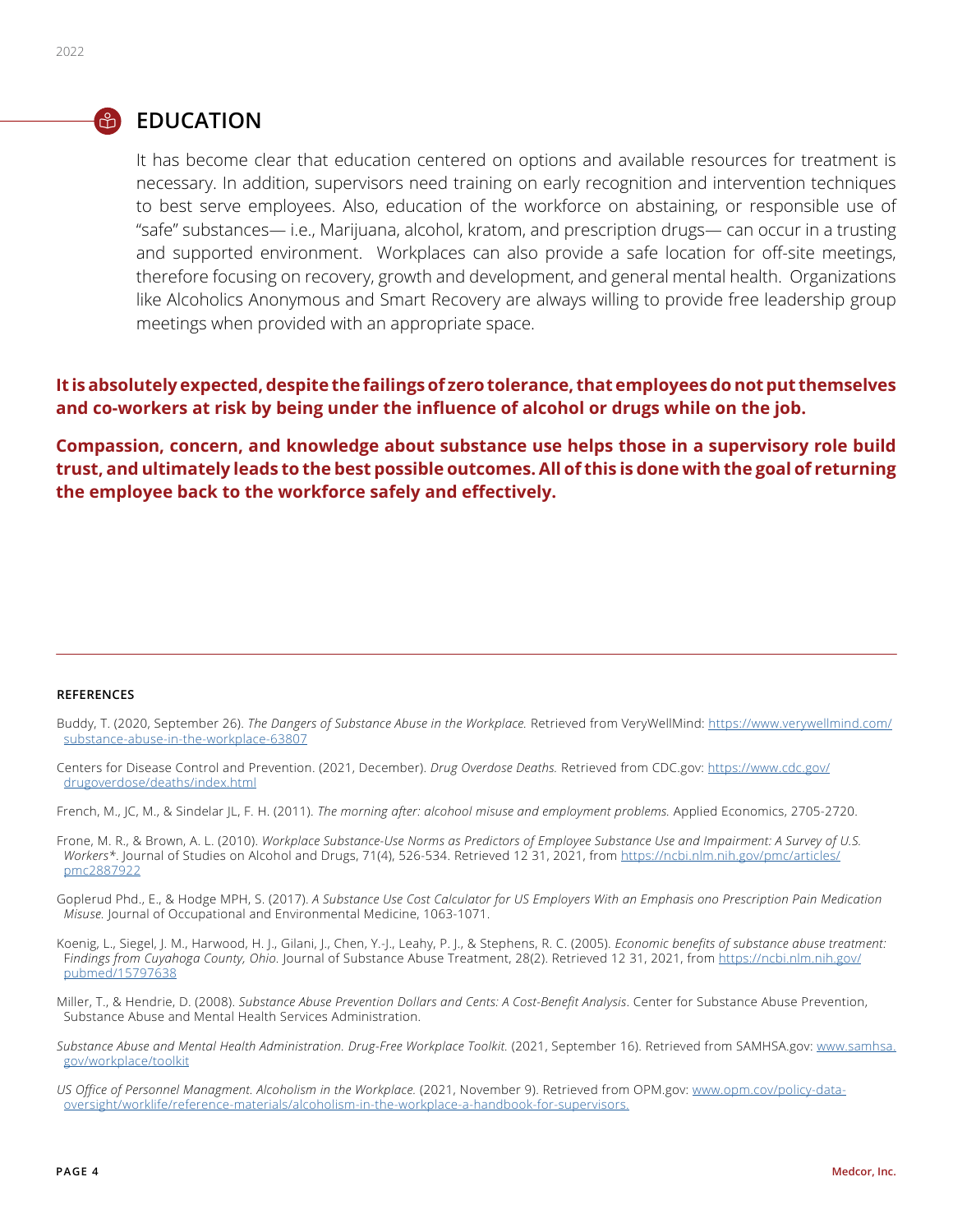## EDUCATION

It has become clear that education centered on options and available resources for treatment is necessary. In addition, supervisors need training on early recognition and intervention techniques to best serve employees. Also, education of the workforce on abstaining, or responsible use of "safe" substances— i.e., Marijuana, alcohol, kratom, and prescription drugs— can occur in a trusting and supported environment. Workplaces can also provide a safe location for off-site meetings, therefore focusing on recovery, growth and development, and general mental health. Organizations like Alcoholics Anonymous and Smart Recovery are always willing to provide free leadership group meetings when provided with an appropriate space.

**It is absolutely expected, despite the failings of zero tolerance, that employees do not put themselves and co-workers at risk by being under the influence of alcohol or drugs while on the job.**

**Compassion, concern, and knowledge about substance use helps those in a supervisory role build trust, and ultimately leads to the best possible outcomes. All of this is done with the goal of returning the employee back to the workforce safely and effectively.**

---

**REFERENCES**

Buddy, T. (2020, September 26). *The Dangers of Substance Abuse in the Workplace.* Retrieved from VeryWellMind: https://www.verywellmind.com/substance-abuse-in-the-workplace-63807

Centers for Disease Control and Prevention. (2021, December). *Drug Overdose Deaths.* Retrieved from CDC.gov: https://www.cdc.gov/drugoverdose/deaths/index.html

French, M., JC, M., & Sindelar JL, F. H. (2011). *The morning after: alcohool misuse and employment problems.* Applied Economics, 2705-2720.

Frone, M. R., & Brown, A. L. (2010). *Workplace Substance-Use Norms as Predictors of Employee Substance Use and Impairment: A Survey of U.S. Workers*.* Journal of Studies on Alcohol and Drugs, 71(4), 526-534. Retrieved 12 31, 2021, from https://ncbi.nlm.nih.gov/pmc/articles/pmc2887922

Goplerud Phd., E., & Hodge MPH, S. (2017). *A Substance Use Cost Calculator for US Employers With an Emphasis ono Prescription Pain Medication Misuse.* Journal of Occupational and Environmental Medicine, 1063-1071.

Koenig, L., Siegel, J. M., Harwood, H. J., Gilani, J., Chen, Y.-J., Leahy, P. J., & Stephens, R. C. (2005). *Economic benefits of substance abuse treatment: Findings from Cuyahoga County, Ohio.* Journal of Substance Abuse Treatment, 28(2). Retrieved 12 31, 2021, from https://ncbi.nlm.nih.gov/pubmed/15797638

Miller, T., & Hendrie, D. (2008). *Substance Abuse Prevention Dollars and Cents: A Cost-Benefit Analysis*. Center for Substance Abuse Prevention, Substance Abuse and Mental Health Services Administration.

*Substance Abuse and Mental Health Administration. Drug-Free Workplace Toolkit.* (2021, September 16). Retrieved from SAMHSA.gov: www.samhsa.gov/workplace/toolkit

*US Office of Personnel Managment. Alcoholism in the Workplace.* (2021, November 9). Retrieved from OPM.gov: www.opm.cov/policy-data-oversight/worklife/reference-materials/alcoholism-in-the-workplace-a-handbook-for-supervisors.